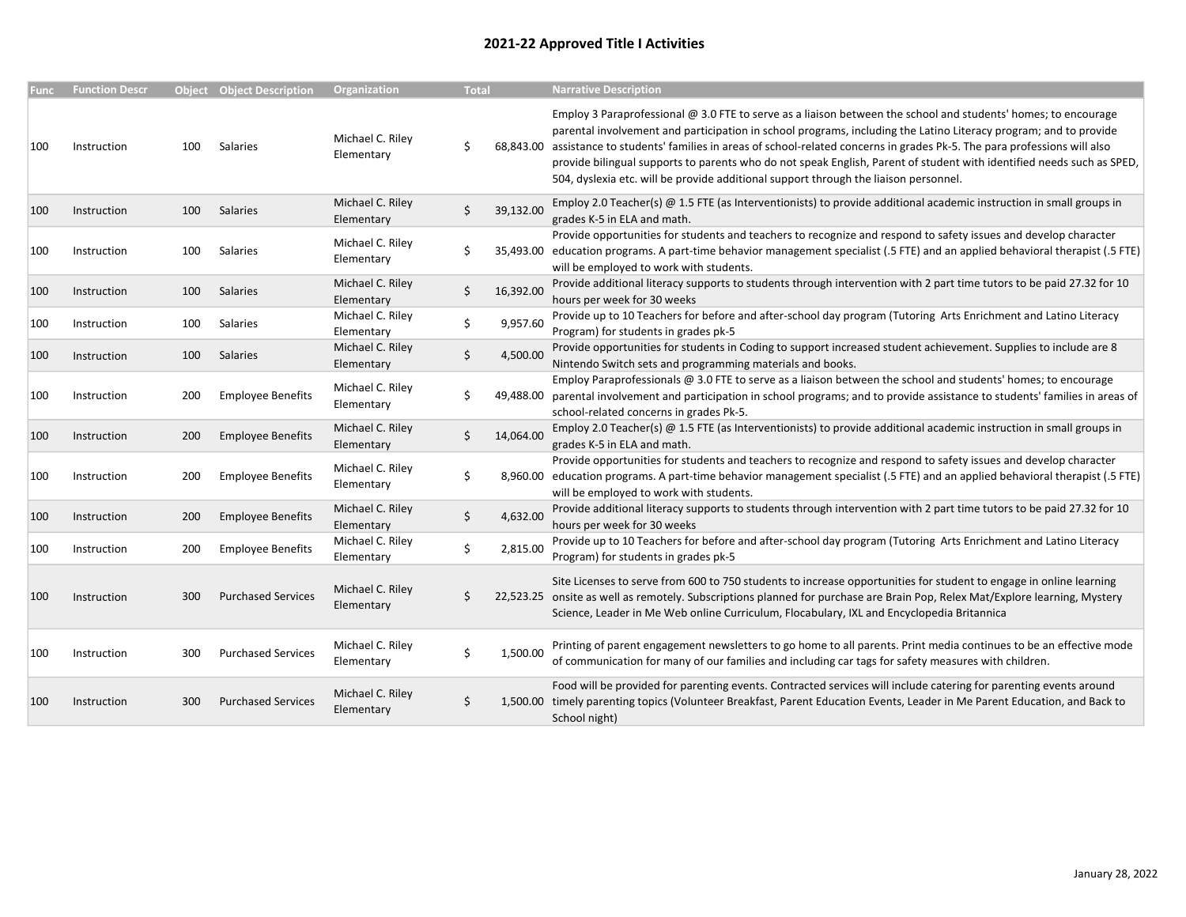# 2021-22 Approved Title I Activities

| Func | Function Descr | Object | Object Description | Organization | Total | Narrative Description |
|---|---|---|---|---|---|---|
| 100 | Instruction | 100 | Salaries | Michael C. Riley Elementary | $ 68,843.00 | Employ 3 Paraprofessional @ 3.0 FTE to serve as a liaison between the school and students' homes; to encourage parental involvement and participation in school programs, including the Latino Literacy program; and to provide assistance to students' families in areas of school-related concerns in grades Pk-5. The para professions will also provide bilingual supports to parents who do not speak English, Parent of student with identified needs such as SPED, 504, dyslexia etc. will be provide additional support through the liaison personnel. |
| 100 | Instruction | 100 | Salaries | Michael C. Riley Elementary | $ 39,132.00 | Employ 2.0 Teacher(s) @ 1.5 FTE (as Interventionists) to provide additional academic instruction in small groups in grades K-5 in ELA and math. |
| 100 | Instruction | 100 | Salaries | Michael C. Riley Elementary | $ 35,493.00 | Provide opportunities for students and teachers to recognize and respond to safety issues and develop character education programs. A part-time behavior management specialist (.5 FTE) and an applied behavioral therapist (.5 FTE) will be employed to work with students. |
| 100 | Instruction | 100 | Salaries | Michael C. Riley Elementary | $ 16,392.00 | Provide additional literacy supports to students through intervention with 2 part time tutors to be paid 27.32 for 10 hours per week for 30 weeks |
| 100 | Instruction | 100 | Salaries | Michael C. Riley Elementary | $ 9,957.60 | Provide up to 10 Teachers for before and after-school day program (Tutoring Arts Enrichment and Latino Literacy Program) for students in grades pk-5 |
| 100 | Instruction | 100 | Salaries | Michael C. Riley Elementary | $ 4,500.00 | Provide opportunities for students in Coding to support increased student achievement. Supplies to include are 8 Nintendo Switch sets and programming materials and books. |
| 100 | Instruction | 200 | Employee Benefits | Michael C. Riley Elementary | $ 49,488.00 | Employ Paraprofessionals @ 3.0 FTE to serve as a liaison between the school and students' homes; to encourage parental involvement and participation in school programs; and to provide assistance to students' families in areas of school-related concerns in grades Pk-5. |
| 100 | Instruction | 200 | Employee Benefits | Michael C. Riley Elementary | $ 14,064.00 | Employ 2.0 Teacher(s) @ 1.5 FTE (as Interventionists) to provide additional academic instruction in small groups in grades K-5 in ELA and math. |
| 100 | Instruction | 200 | Employee Benefits | Michael C. Riley Elementary | $ 8,960.00 | Provide opportunities for students and teachers to recognize and respond to safety issues and develop character education programs. A part-time behavior management specialist (.5 FTE) and an applied behavioral therapist (.5 FTE) will be employed to work with students. |
| 100 | Instruction | 200 | Employee Benefits | Michael C. Riley Elementary | $ 4,632.00 | Provide additional literacy supports to students through intervention with 2 part time tutors to be paid 27.32 for 10 hours per week for 30 weeks |
| 100 | Instruction | 200 | Employee Benefits | Michael C. Riley Elementary | $ 2,815.00 | Provide up to 10 Teachers for before and after-school day program (Tutoring Arts Enrichment and Latino Literacy Program) for students in grades pk-5 |
| 100 | Instruction | 300 | Purchased Services | Michael C. Riley Elementary | $ 22,523.25 | Site Licenses to serve from 600 to 750 students to increase opportunities for student to engage in online learning onsite as well as remotely. Subscriptions planned for purchase are Brain Pop, Relex Mat/Explore learning, Mystery Science, Leader in Me Web online Curriculum, Flocabulary, IXL and Encyclopedia Britannica |
| 100 | Instruction | 300 | Purchased Services | Michael C. Riley Elementary | $ 1,500.00 | Printing of parent engagement newsletters to go home to all parents. Print media continues to be an effective mode of communication for many of our families and including car tags for safety measures with children. |
| 100 | Instruction | 300 | Purchased Services | Michael C. Riley Elementary | $ 1,500.00 | Food will be provided for parenting events. Contracted services will include catering for parenting events around timely parenting topics (Volunteer Breakfast, Parent Education Events, Leader in Me Parent Education, and Back to School night) |

January 28, 2022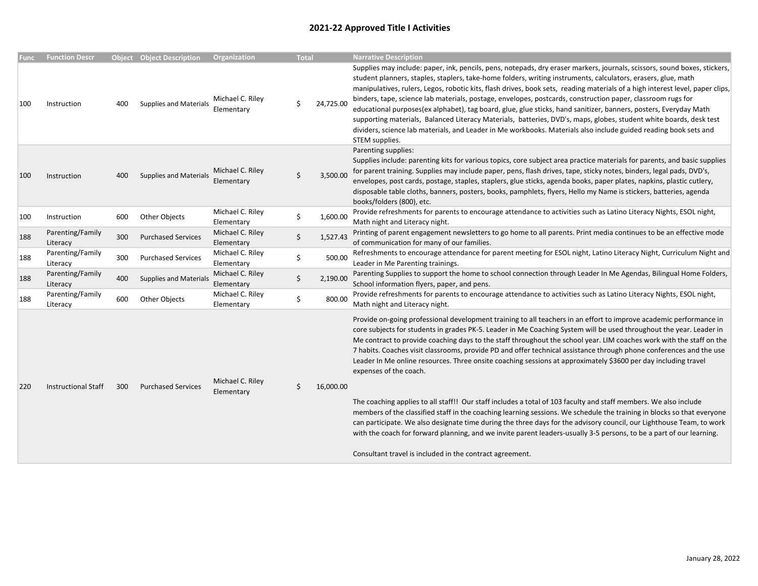## 2021-22 Approved Title I Activities

| Func | Function Descr | Object | Object Description | Organization | Total | Narrative Description |
|---|---|---|---|---|---|---|
| 100 | Instruction | 400 | Supplies and Materials | Michael C. Riley Elementary | $ 24,725.00 | Supplies may include: paper, ink, pencils, pens, notepads, dry eraser markers, journals, scissors, sound boxes, stickers, student planners, staples, staplers, take-home folders, writing instruments, calculators, erasers, glue, math manipulatives, rulers, Legos, robotic kits, flash drives, book sets, reading materials of a high interest level, paper clips, binders, tape, science lab materials, postage, envelopes, postcards, construction paper, classroom rugs for educational purposes(ex alphabet), tag board, glue, glue sticks, hand sanitizer, banners, posters, Everyday Math supporting materials, Balanced Literacy Materials, batteries, DVD's, maps, globes, student white boards, desk test dividers, science lab materials, and Leader in Me workbooks. Materials also include guided reading book sets and STEM supplies. |
| 100 | Instruction | 400 | Supplies and Materials | Michael C. Riley Elementary | $ 3,500.00 | Parenting supplies: Supplies include: parenting kits for various topics, core subject area practice materials for parents, and basic supplies for parent training. Supplies may include paper, pens, flash drives, tape, sticky notes, binders, legal pads, DVD's, envelopes, post cards, postage, staples, staplers, glue sticks, agenda books, paper plates, napkins, plastic cutlery, disposable table cloths, banners, posters, books, pamphlets, flyers, Hello my Name is stickers, batteries, agenda books/folders (800), etc. |
| 100 | Instruction | 600 | Other Objects | Michael C. Riley Elementary | $ 1,600.00 | Provide refreshments for parents to encourage attendance to activities such as Latino Literacy Nights, ESOL night, Math night and Literacy night. |
| 188 | Parenting/Family Literacy | 300 | Purchased Services | Michael C. Riley Elementary | $ 1,527.43 | Printing of parent engagement newsletters to go home to all parents. Print media continues to be an effective mode of communication for many of our families. |
| 188 | Parenting/Family Literacy | 300 | Purchased Services | Michael C. Riley Elementary | $ 500.00 | Refreshments to encourage attendance for parent meeting for ESOL night, Latino Literacy Night, Curriculum Night and Leader in Me Parenting trainings. |
| 188 | Parenting/Family Literacy | 400 | Supplies and Materials | Michael C. Riley Elementary | $ 2,190.00 | Parenting Supplies to support the home to school connection through Leader In Me Agendas, Bilingual Home Folders, School information flyers, paper, and pens. |
| 188 | Parenting/Family Literacy | 600 | Other Objects | Michael C. Riley Elementary | $ 800.00 | Provide refreshments for parents to encourage attendance to activities such as Latino Literacy Nights, ESOL night, Math night and Literacy night. |
| 220 | Instructional Staff | 300 | Purchased Services | Michael C. Riley Elementary | $ 16,000.00 | Provide on-going professional development training to all teachers in an effort to improve academic performance in core subjects for students in grades PK-5. Leader in Me Coaching System will be used throughout the year. Leader in Me contract to provide coaching days to the staff throughout the school year. LIM coaches work with the staff on the 7 habits. Coaches visit classrooms, provide PD and offer technical assistance through phone conferences and the use Leader In Me online resources. Three onsite coaching sessions at approximately $3600 per day including travel expenses of the coach. The coaching applies to all staff!! Our staff includes a total of 103 faculty and staff members. We also include members of the classified staff in the coaching learning sessions. We schedule the training in blocks so that everyone can participate. We also designate time during the three days for the advisory council, our Lighthouse Team, to work with the coach for forward planning, and we invite parent leaders-usually 3-5 persons, to be a part of our learning. Consultant travel is included in the contract agreement. |

January 28, 2022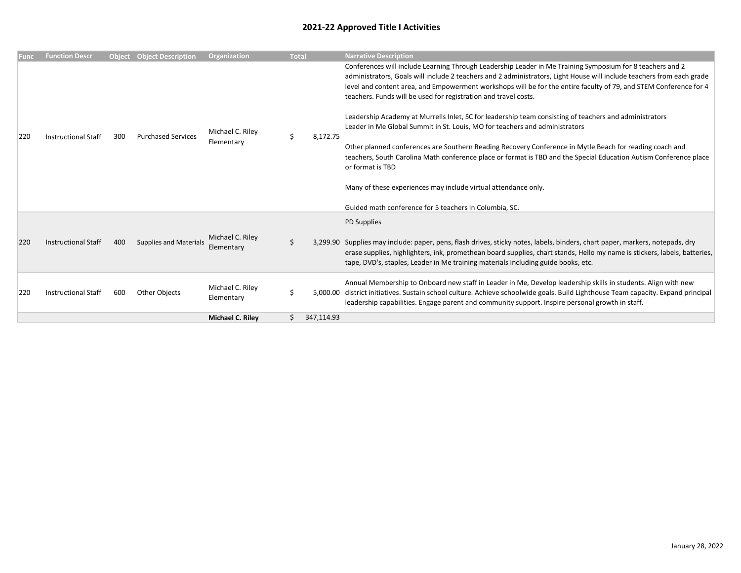# 2021-22 Approved Title I Activities

| Func | Function Descr | Object | Object Description | Organization | Total | Narrative Description |
|---|---|---|---|---|---|---|
| 220 | Instructional Staff | 300 | Purchased Services | Michael C. Riley Elementary | $ 8,172.75 | Conferences will include Learning Through Leadership Leader in Me Training Symposium for 8 teachers and 2 administrators, Goals will include 2 teachers and 2 administrators, Light House will include teachers from each grade level and content area, and Empowerment workshops will be for the entire faculty of 79, and STEM Conference for 4 teachers. Funds will be used for registration and travel costs.<br><br>Leadership Academy at Murrells Inlet, SC for leadership team consisting of teachers and administrators<br>Leader in Me Global Summit in St. Louis, MO for teachers and administrators<br><br>Other planned conferences are Southern Reading Recovery Conference in Mytle Beach for reading coach and teachers, South Carolina Math conference place or format is TBD and the Special Education Autism Conference place or format is TBD<br><br>Many of these experiences may include virtual attendance only.<br><br>Guided math conference for 5 teachers in Columbia, SC. |
| 220 | Instructional Staff | 400 | Supplies and Materials | Michael C. Riley Elementary | $ 3,299.90 | PD Supplies<br><br>Supplies may include: paper, pens, flash drives, sticky notes, labels, binders, chart paper, markers, notepads, dry erase supplies, highlighters, ink, promethean board supplies, chart stands, Hello my name is stickers, labels, batteries, tape, DVD's, staples, Leader in Me training materials including guide books, etc. |
| 220 | Instructional Staff | 600 | Other Objects | Michael C. Riley Elementary | $ 5,000.00 | Annual Membership to Onboard new staff in Leader in Me, Develop leadership skills in students. Align with new district initiatives. Sustain school culture. Achieve schoolwide goals. Build Lighthouse Team capacity. Expand principal leadership capabilities. Engage parent and community support. Inspire personal growth in staff. |
| | | | | **Michael C. Riley** | $ 347,114.93 | |

January 28, 2022